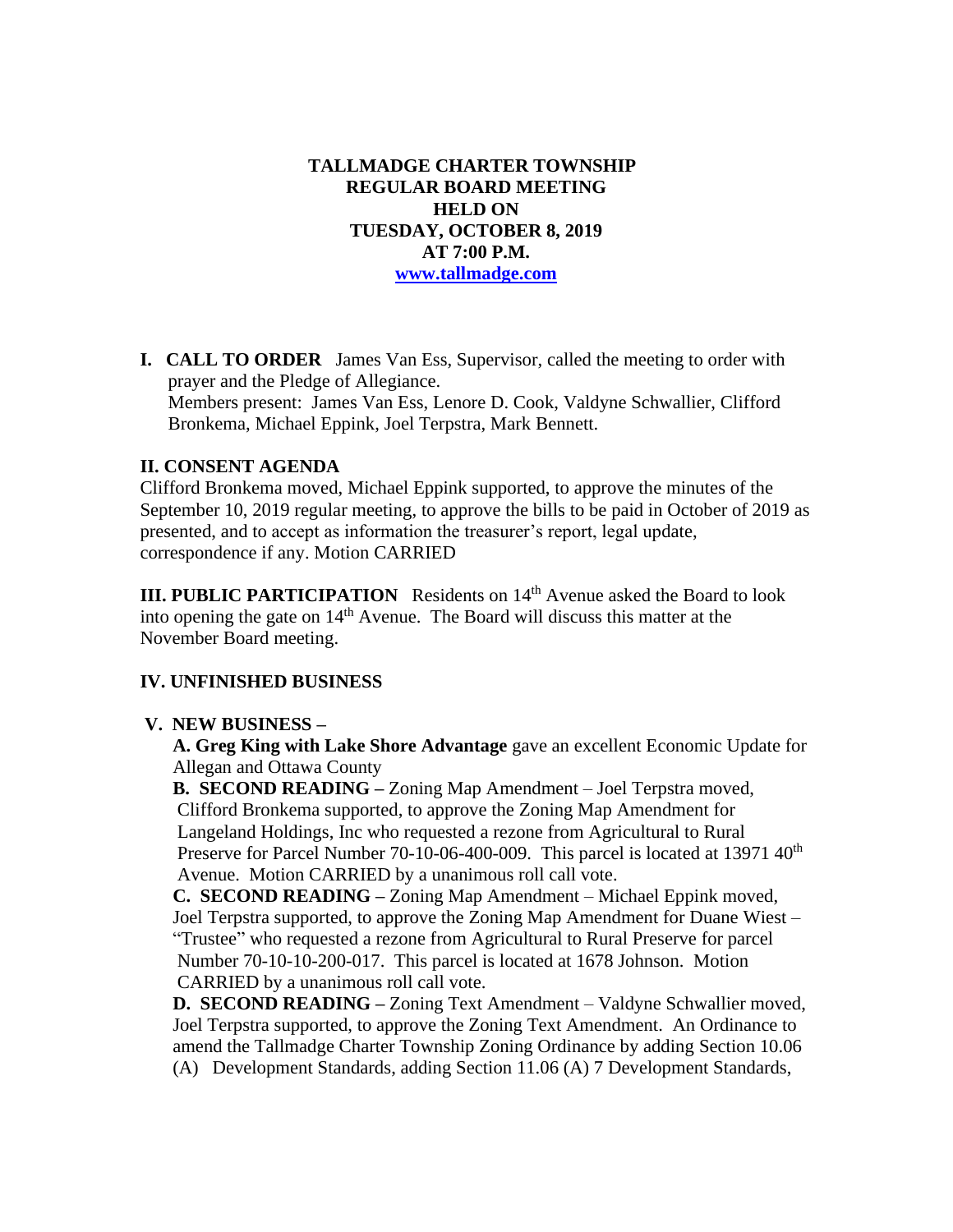**TALLMADGE CHARTER TOWNSHIP**
**REGULAR BOARD MEETING**
**HELD ON**
**TUESDAY, OCTOBER 8, 2019**
**AT 7:00 P.M.**
**[www.tallmadge.com](http://www.tallmadge.com)**

**I. CALL TO ORDER** James Van Ess, Supervisor, called the meeting to order with prayer and the Pledge of Allegiance.
Members present: James Van Ess, Lenore D. Cook, Valdyne Schwallier, Clifford Bronkema, Michael Eppink, Joel Terpstra, Mark Bennett.

**II. CONSENT AGENDA**
Clifford Bronkema moved, Michael Eppink supported, to approve the minutes of the September 10, 2019 regular meeting, to approve the bills to be paid in October of 2019 as presented, and to accept as information the treasurer's report, legal update, correspondence if any. Motion CARRIED

**III. PUBLIC PARTICIPATION** Residents on 14th Avenue asked the Board to look into opening the gate on 14th Avenue. The Board will discuss this matter at the November Board meeting.

**IV. UNFINISHED BUSINESS**

**V. NEW BUSINESS –**

**A. Greg King with Lake Shore Advantage** gave an excellent Economic Update for Allegan and Ottawa County

**B. SECOND READING –** Zoning Map Amendment – Joel Terpstra moved, Clifford Bronkema supported, to approve the Zoning Map Amendment for Langeland Holdings, Inc who requested a rezone from Agricultural to Rural Preserve for Parcel Number 70-10-06-400-009. This parcel is located at 13971 40th Avenue. Motion CARRIED by a unanimous roll call vote.

**C. SECOND READING –** Zoning Map Amendment – Michael Eppink moved, Joel Terpstra supported, to approve the Zoning Map Amendment for Duane Wiest – "Trustee" who requested a rezone from Agricultural to Rural Preserve for parcel Number 70-10-10-200-017. This parcel is located at 1678 Johnson. Motion CARRIED by a unanimous roll call vote.

**D. SECOND READING –** Zoning Text Amendment – Valdyne Schwallier moved, Joel Terpstra supported, to approve the Zoning Text Amendment. An Ordinance to amend the Tallmadge Charter Township Zoning Ordinance by adding Section 10.06 (A) Development Standards, adding Section 11.06 (A) 7 Development Standards,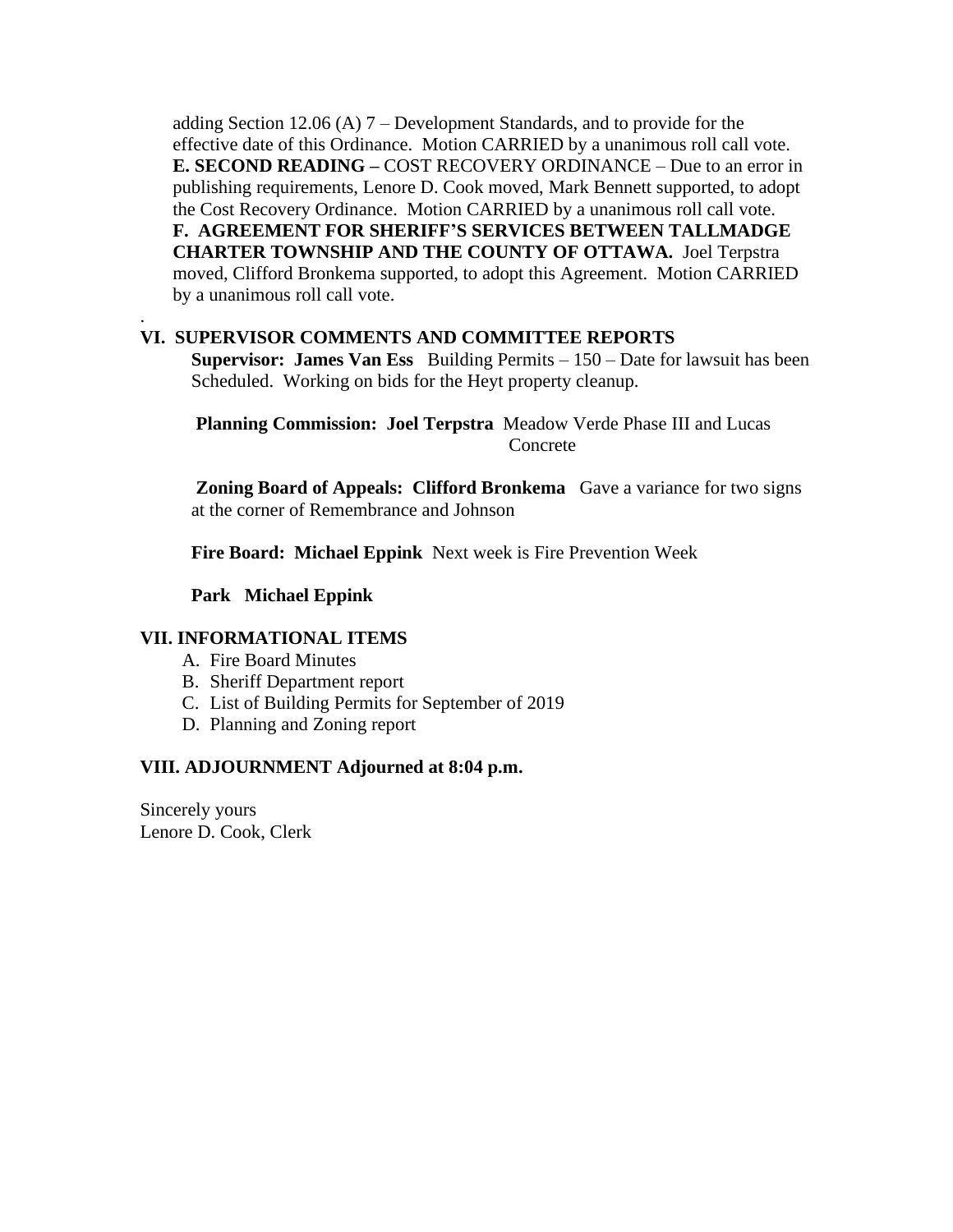adding Section 12.06 (A) 7 – Development Standards, and to provide for the effective date of this Ordinance. Motion CARRIED by a unanimous roll call vote.

**E. SECOND READING –** COST RECOVERY ORDINANCE – Due to an error in publishing requirements, Lenore D. Cook moved, Mark Bennett supported, to adopt the Cost Recovery Ordinance. Motion CARRIED by a unanimous roll call vote.

**F. AGREEMENT FOR SHERIFF'S SERVICES BETWEEN TALLMADGE CHARTER TOWNSHIP AND THE COUNTY OF OTTAWA.** Joel Terpstra moved, Clifford Bronkema supported, to adopt this Agreement. Motion CARRIED by a unanimous roll call vote.

.

**VI. SUPERVISOR COMMENTS AND COMMITTEE REPORTS**

**Supervisor: James Van Ess** Building Permits – 150 – Date for lawsuit has been Scheduled. Working on bids for the Heyt property cleanup.

**Planning Commission: Joel Terpstra** Meadow Verde Phase III and Lucas Concrete

**Zoning Board of Appeals: Clifford Bronkema** Gave a variance for two signs at the corner of Remembrance and Johnson

**Fire Board: Michael Eppink** Next week is Fire Prevention Week

**Park Michael Eppink**

**VII. INFORMATIONAL ITEMS**

A. Fire Board Minutes
B. Sheriff Department report
C. List of Building Permits for September of 2019
D. Planning and Zoning report

**VIII. ADJOURNMENT Adjourned at 8:04 p.m.**

Sincerely yours
Lenore D. Cook, Clerk